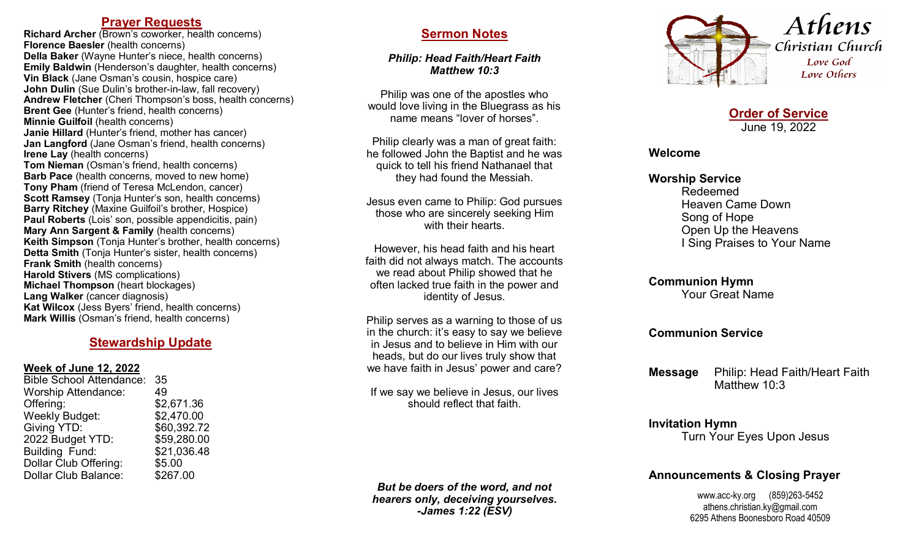## Prayer Requests

**Richard Archer** (Brown's coworker, health concerns)
**Florence Baesler** (health concerns)
**Della Baker** (Wayne Hunter's niece, health concerns)
**Emily Baldwin** (Henderson's daughter, health concerns)
**Vin Black** (Jane Osman's cousin, hospice care)
**John Dulin** (Sue Dulin's brother-in-law, fall recovery)
**Andrew Fletcher** (Cheri Thompson's boss, health concerns)
**Brent Gee** (Hunter's friend, health concerns)
**Minnie Guilfoil** (health concerns)
**Janie Hillard** (Hunter's friend, mother has cancer)
**Jan Langford** (Jane Osman's friend, health concerns)
**Irene Lay** (health concerns)
**Tom Nieman** (Osman's friend, health concerns)
**Barb Pace** (health concerns, moved to new home)
**Tony Pham** (friend of Teresa McLendon, cancer)
**Scott Ramsey** (Tonja Hunter's son, health concerns)
**Barry Ritchey** (Maxine Guilfoil's brother, Hospice)
**Paul Roberts** (Lois' son, possible appendicitis, pain)
**Mary Ann Sargent & Family** (health concerns)
**Keith Simpson** (Tonja Hunter's brother, health concerns)
**Detta Smith** (Tonja Hunter's sister, health concerns)
**Frank Smith** (health concerns)
**Harold Stivers** (MS complications)
**Michael Thompson** (heart blockages)
**Lang Walker** (cancer diagnosis)
**Kat Wilcox** (Jess Byers' friend, health concerns)
**Mark Willis** (Osman's friend, health concerns)

## Stewardship Update

**Week of June 12, 2022**

| | |
|---|---|
| Bible School Attendance: | 35 |
| Worship Attendance: | 49 |
| Offering: | $2,671.36 |
| Weekly Budget: | $2,470.00 |
| Giving YTD: | $60,392.72 |
| 2022 Budget YTD: | $59,280.00 |
| Building Fund: | $21,036.48 |
| Dollar Club Offering: | $5.00 |
| Dollar Club Balance: | $267.00 |

## Sermon Notes

***Philip: Head Faith/Heart Faith***
***Matthew 10:3***

Philip was one of the apostles who would love living in the Bluegrass as his name means "lover of horses".

Philip clearly was a man of great faith: he followed John the Baptist and he was quick to tell his friend Nathanael that they had found the Messiah.

Jesus even came to Philip: God pursues those who are sincerely seeking Him with their hearts.

However, his head faith and his heart faith did not always match. The accounts we read about Philip showed that he often lacked true faith in the power and identity of Jesus.

Philip serves as a warning to those of us in the church: it's easy to say we believe in Jesus and to believe in Him with our heads, but do our lives truly show that we have faith in Jesus' power and care?

If we say we believe in Jesus, our lives should reflect that faith.

***But be doers of the word, and not hearers only, deceiving yourselves. -James 1:22 (ESV)***

# Athens Christian Church

*Love God*
*Love Others*

## Order of Service

June 19, 2022

**Welcome**

**Worship Service**
Redeemed
Heaven Came Down
Song of Hope
Open Up the Heavens
I Sing Praises to Your Name

**Communion Hymn**
Your Great Name

**Communion Service**

**Message** Philip: Head Faith/Heart Faith
Matthew 10:3

**Invitation Hymn**
Turn Your Eyes Upon Jesus

**Announcements & Closing Prayer**

www.acc-ky.org (859)263-5452
athens.christian.ky@gmail.com
6295 Athens Boonesboro Road 40509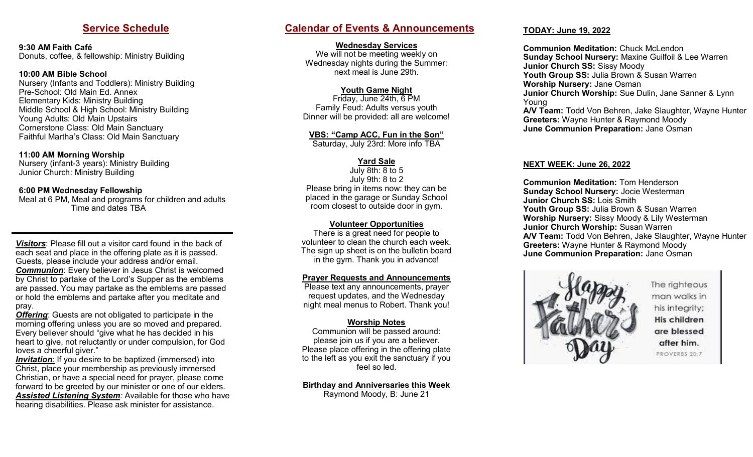## Service Schedule

**9:30 AM Faith Café**
Donuts, coffee, & fellowship: Ministry Building

**10:00 AM Bible School**
Nursery (Infants and Toddlers): Ministry Building
Pre-School: Old Main Ed. Annex
Elementary Kids: Ministry Building
Middle School & High School: Ministry Building
Young Adults: Old Main Upstairs
Cornerstone Class: Old Main Sanctuary
Faithful Martha's Class: Old Main Sanctuary

**11:00 AM Morning Worship**
Nursery (infant-3 years): Ministry Building
Junior Church: Ministry Building

**6:00 PM Wednesday Fellowship**
Meal at 6 PM, Meal and programs for children and adults
Time and dates TBA

---

***Visitors***: Please fill out a visitor card found in the back of each seat and place in the offering plate as it is passed. Guests, please include your address and/or email.
***Communion***: Every believer in Jesus Christ is welcomed by Christ to partake of the Lord's Supper as the emblems are passed. You may partake as the emblems are passed or hold the emblems and partake after you meditate and pray.
***Offering***: Guests are not obligated to participate in the morning offering unless you are so moved and prepared. Every believer should "give what he has decided in his heart to give, not reluctantly or under compulsion, for God loves a cheerful giver."
***Invitation***: If you desire to be baptized (immersed) into Christ, place your membership as previously immersed Christian, or have a special need for prayer, please come forward to be greeted by our minister or one of our elders.
***Assisted Listening System***: Available for those who have hearing disabilities. Please ask minister for assistance.

## Calendar of Events & Announcements

**Wednesday Services**
We will not be meeting weekly on Wednesday nights during the Summer: next meal is June 29th.

**Youth Game Night**
Friday, June 24th, 6 PM
Family Feud: Adults versus youth
Dinner will be provided: all are welcome!

**VBS: "Camp ACC, Fun in the Son"**
Saturday, July 23rd: More info TBA

**Yard Sale**
July 8th: 8 to 5
July 9th: 8 to 2
Please bring in items now: they can be placed in the garage or Sunday School room closest to outside door in gym.

**Volunteer Opportunities**
There is a great need for people to volunteer to clean the church each week. The sign up sheet is on the bulletin board in the gym. Thank you in advance!

**Prayer Requests and Announcements**
Please text any announcements, prayer request updates, and the Wednesday night meal menus to Robert. Thank you!

**Worship Notes**
Communion will be passed around: please join us if you are a believer. Please place offering in the offering plate to the left as you exit the sanctuary if you feel so led.

**Birthday and Anniversaries this Week**
Raymond Moody, B: June 21

**TODAY: June 19, 2022**

**Communion Meditation:** Chuck McLendon
**Sunday School Nursery:** Maxine Guilfoil & Lee Warren
**Junior Church SS:** Sissy Moody
**Youth Group SS:** Julia Brown & Susan Warren
**Worship Nursery:** Jane Osman
**Junior Church Worship:** Sue Dulin, Jane Sanner & Lynn Young
**A/V Team:** Todd Von Behren, Jake Slaughter, Wayne Hunter
**Greeters:** Wayne Hunter & Raymond Moody
**June Communion Preparation:** Jane Osman

**NEXT WEEK: June 26, 2022**

**Communion Meditation:** Tom Henderson
**Sunday School Nursery:** Jocie Westerman
**Junior Church SS:** Lois Smith
**Youth Group SS:** Julia Brown & Susan Warren
**Worship Nursery:** Sissy Moody & Lily Westerman
**Junior Church Worship:** Susan Warren
**A/V Team:** Todd Von Behren, Jake Slaughter, Wayne Hunter
**Greeters:** Wayne Hunter & Raymond Moody
**June Communion Preparation:** Jane Osman

Happy Father's Day

The righteous man walks in his integrity; **His children are blessed after him.**
PROVERBS 20:7